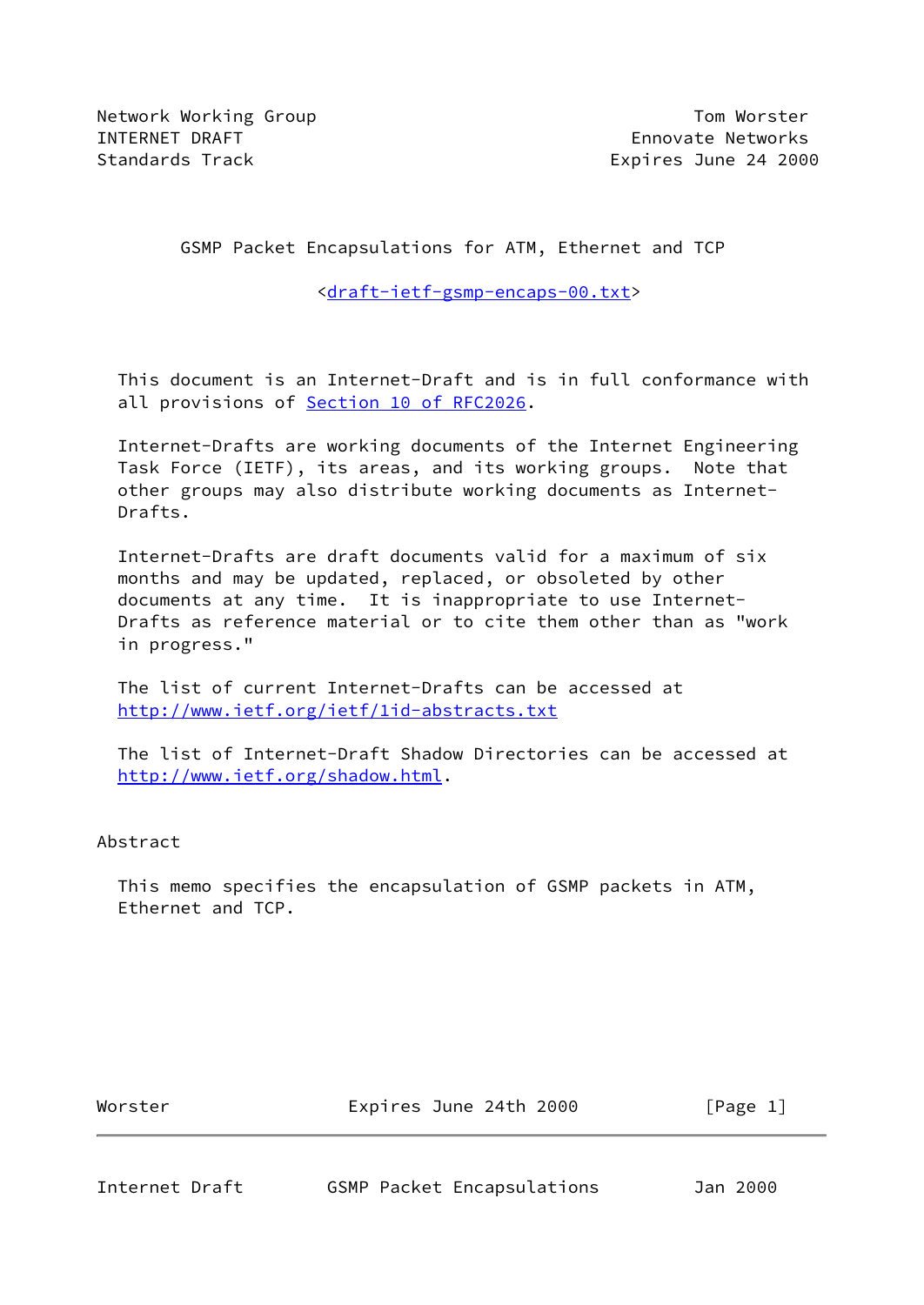Network Working Group                                    Tom Worster
INTERNET DRAFT                                       Ennovate Networks
Standards Track                                     Expires June 24 2000

# GSMP Packet Encapsulations for ATM, Ethernet and TCP

<draft-ietf-gsmp-encaps-00.txt>

This document is an Internet-Draft and is in full conformance with all provisions of Section 10 of RFC2026.

Internet-Drafts are working documents of the Internet Engineering Task Force (IETF), its areas, and its working groups. Note that other groups may also distribute working documents as Internet-Drafts.

Internet-Drafts are draft documents valid for a maximum of six months and may be updated, replaced, or obsoleted by other documents at any time. It is inappropriate to use Internet-Drafts as reference material or to cite them other than as "work in progress."

The list of current Internet-Drafts can be accessed at http://www.ietf.org/ietf/1id-abstracts.txt

The list of Internet-Draft Shadow Directories can be accessed at http://www.ietf.org/shadow.html.

## Abstract

This memo specifies the encapsulation of GSMP packets in ATM, Ethernet and TCP.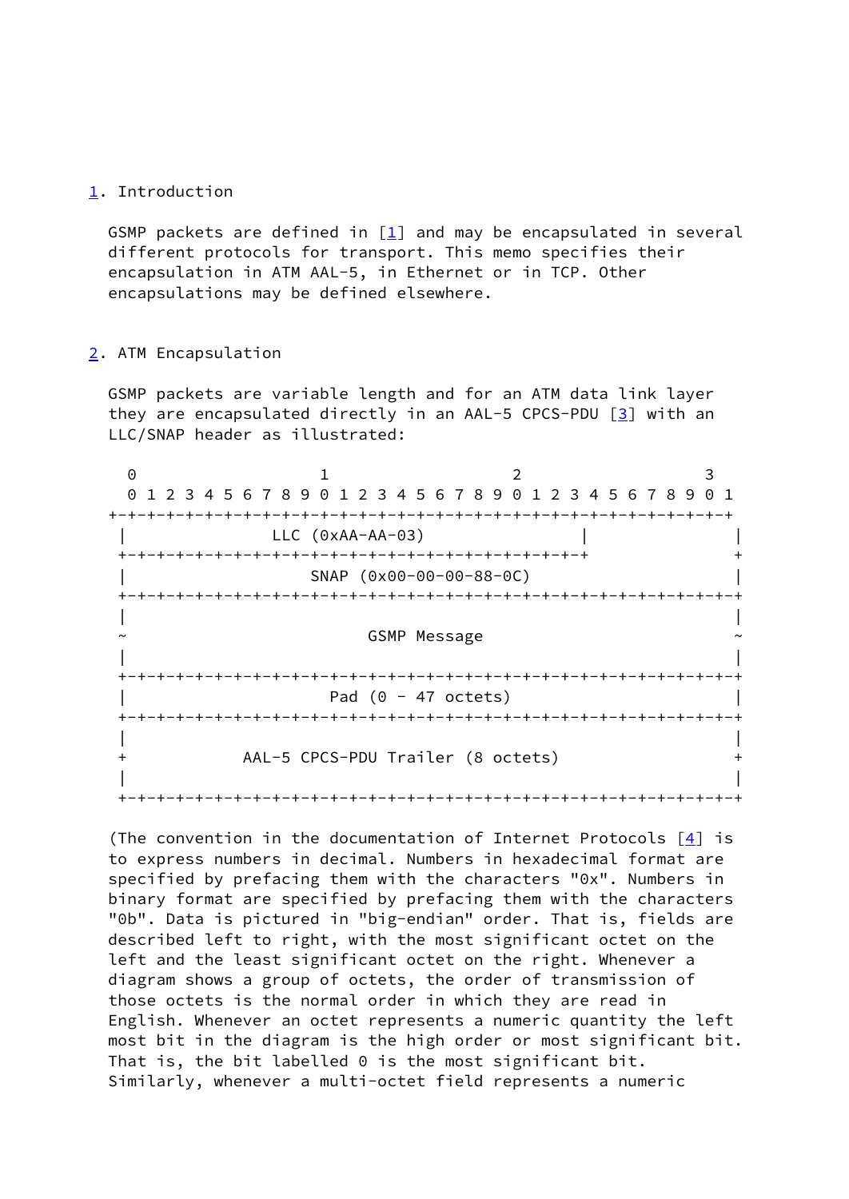## 1. Introduction

GSMP packets are defined in [1] and may be encapsulated in several different protocols for transport. This memo specifies their encapsulation in ATM AAL-5, in Ethernet or in TCP. Other encapsulations may be defined elsewhere.

## 2. ATM Encapsulation

GSMP packets are variable length and for an ATM data link layer they are encapsulated directly in an AAL-5 CPCS-PDU [3] with an LLC/SNAP header as illustrated:

```
  0                   1                   2                   3
  0 1 2 3 4 5 6 7 8 9 0 1 2 3 4 5 6 7 8 9 0 1 2 3 4 5 6 7 8 9 0 1
 +-+-+-+-+-+-+-+-+-+-+-+-+-+-+-+-+-+-+-+-+-+-+-+-+-+-+-+-+-+-+-+-+
 |              LLC (0xAA-AA-03)                 |               |
 +-+-+-+-+-+-+-+-+-+-+-+-+-+-+-+-+-+-+-+-+-+-+-+-+               +
 |                  SNAP (0x00-00-00-88-0C)                      |
 +-+-+-+-+-+-+-+-+-+-+-+-+-+-+-+-+-+-+-+-+-+-+-+-+-+-+-+-+-+-+-+-+
 |                                                               |
 ~                        GSMP Message                           ~
 |                                                               |
 +-+-+-+-+-+-+-+-+-+-+-+-+-+-+-+-+-+-+-+-+-+-+-+-+-+-+-+-+-+-+-+-+
 |                    Pad (0 - 47 octets)                        |
 +-+-+-+-+-+-+-+-+-+-+-+-+-+-+-+-+-+-+-+-+-+-+-+-+-+-+-+-+-+-+-+-+
 |                                                               |
 +            AAL-5 CPCS-PDU Trailer (8 octets)                  +
 |                                                               |
 +-+-+-+-+-+-+-+-+-+-+-+-+-+-+-+-+-+-+-+-+-+-+-+-+-+-+-+-+-+-+-+-+
```

(The convention in the documentation of Internet Protocols [4] is to express numbers in decimal. Numbers in hexadecimal format are specified by prefacing them with the characters "0x". Numbers in binary format are specified by prefacing them with the characters "0b". Data is pictured in "big-endian" order. That is, fields are described left to right, with the most significant octet on the left and the least significant octet on the right. Whenever a diagram shows a group of octets, the order of transmission of those octets is the normal order in which they are read in English. Whenever an octet represents a numeric quantity the left most bit in the diagram is the high order or most significant bit. That is, the bit labelled 0 is the most significant bit. Similarly, whenever a multi-octet field represents a numeric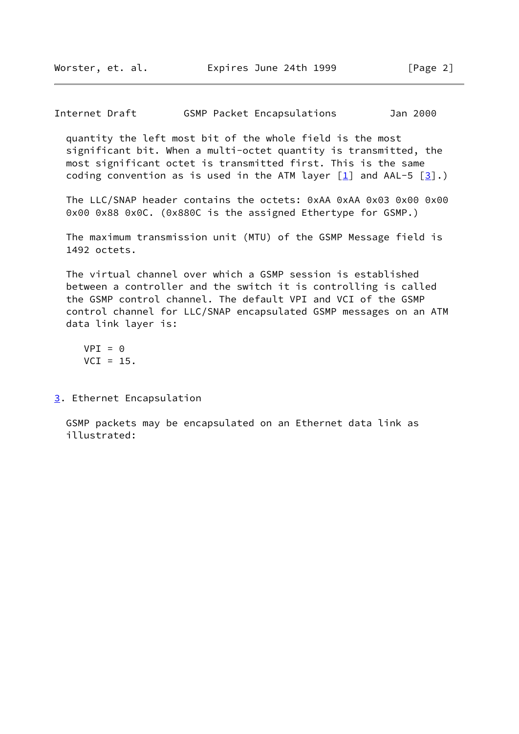quantity the left most bit of the whole field is the most significant bit. When a multi-octet quantity is transmitted, the most significant octet is transmitted first. This is the same coding convention as is used in the ATM layer [1] and AAL-5 [3].)

The LLC/SNAP header contains the octets: 0xAA 0xAA 0x03 0x00 0x00 0x00 0x88 0x0C. (0x880C is the assigned Ethertype for GSMP.)

The maximum transmission unit (MTU) of the GSMP Message field is 1492 octets.

The virtual channel over which a GSMP session is established between a controller and the switch it is controlling is called the GSMP control channel. The default VPI and VCI of the GSMP control channel for LLC/SNAP encapsulated GSMP messages on an ATM data link layer is:

```
VPI = 0
VCI = 15.
```

## 3. Ethernet Encapsulation

GSMP packets may be encapsulated on an Ethernet data link as illustrated: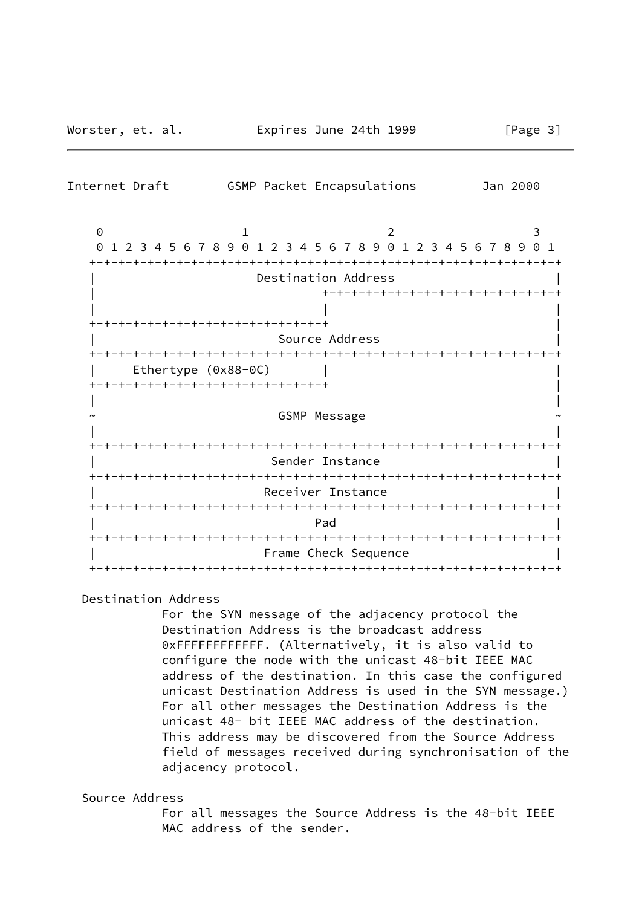```
    0                   1                   2                   3
    0 1 2 3 4 5 6 7 8 9 0 1 2 3 4 5 6 7 8 9 0 1 2 3 4 5 6 7 8 9 0 1
   +-+-+-+-+-+-+-+-+-+-+-+-+-+-+-+-+-+-+-+-+-+-+-+-+-+-+-+-+-+-+-+-+
   |                      Destination Address                      |
   |                               +-+-+-+-+-+-+-+-+-+-+-+-+-+-+-+-+
   |                               |                               |
   +-+-+-+-+-+-+-+-+-+-+-+-+-+-+-+-+                               |
   |                         Source Address                        |
   +-+-+-+-+-+-+-+-+-+-+-+-+-+-+-+-+-+-+-+-+-+-+-+-+-+-+-+-+-+-+-+-+
   |     Ethertype (0x88-0C)       |                               |
   +-+-+-+-+-+-+-+-+-+-+-+-+-+-+-+-+                               |
   |                                                               |
   ~                         GSMP Message                          ~
   |                                                               |
   +-+-+-+-+-+-+-+-+-+-+-+-+-+-+-+-+-+-+-+-+-+-+-+-+-+-+-+-+-+-+-+-+
   |                        Sender Instance                        |
   +-+-+-+-+-+-+-+-+-+-+-+-+-+-+-+-+-+-+-+-+-+-+-+-+-+-+-+-+-+-+-+-+
   |                       Receiver Instance                       |
   +-+-+-+-+-+-+-+-+-+-+-+-+-+-+-+-+-+-+-+-+-+-+-+-+-+-+-+-+-+-+-+-+
   |                              Pad                              |
   +-+-+-+-+-+-+-+-+-+-+-+-+-+-+-+-+-+-+-+-+-+-+-+-+-+-+-+-+-+-+-+-+
   |                       Frame Check Sequence                    |
   +-+-+-+-+-+-+-+-+-+-+-+-+-+-+-+-+-+-+-+-+-+-+-+-+-+-+-+-+-+-+-+-+
```

Destination Address

For the SYN message of the adjacency protocol the Destination Address is the broadcast address 0xFFFFFFFFFFFF. (Alternatively, it is also valid to configure the node with the unicast 48-bit IEEE MAC address of the destination. In this case the configured unicast Destination Address is used in the SYN message.) For all other messages the Destination Address is the unicast 48- bit IEEE MAC address of the destination. This address may be discovered from the Source Address field of messages received during synchronisation of the adjacency protocol.

Source Address

For all messages the Source Address is the 48-bit IEEE MAC address of the sender.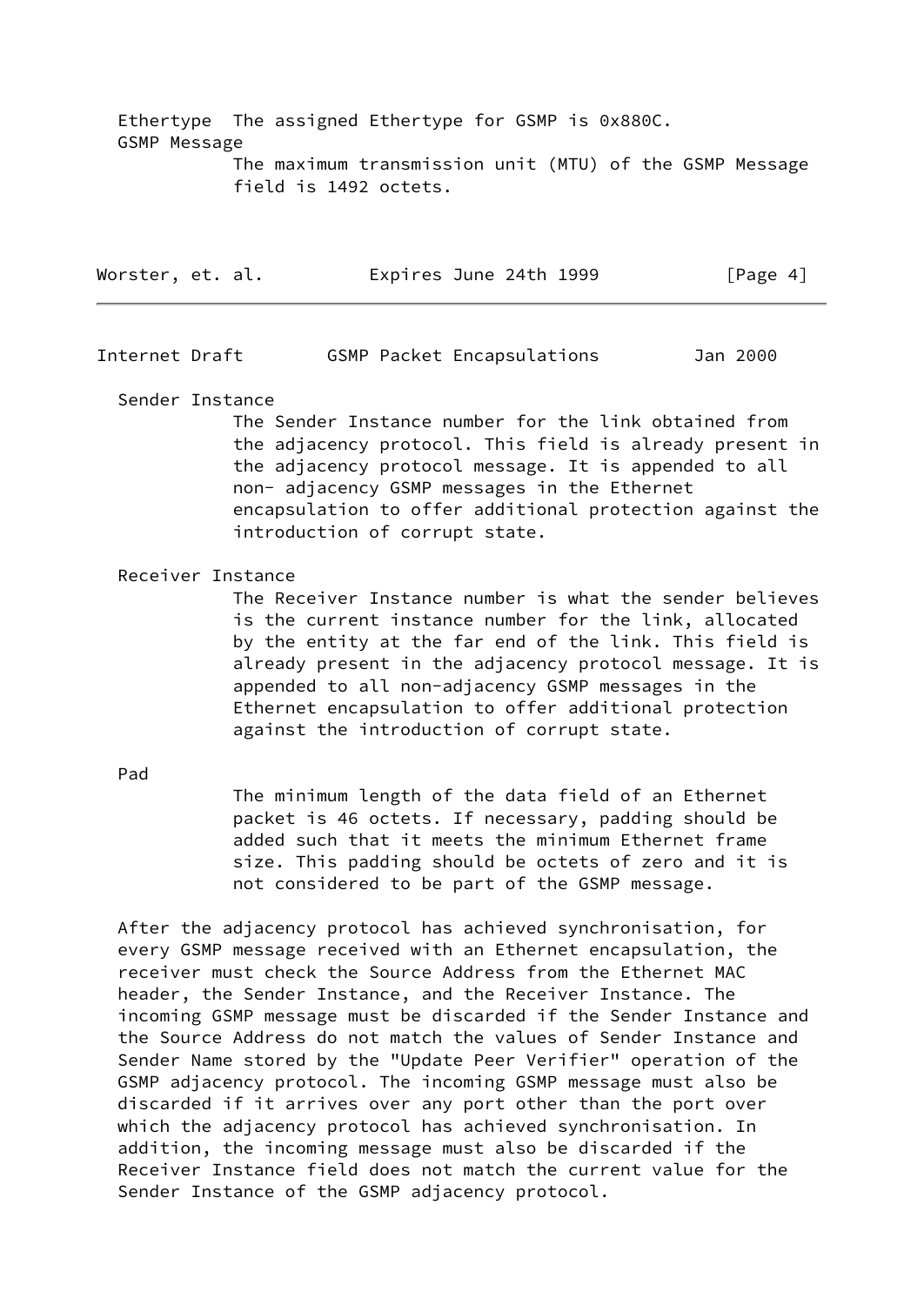Ethertype The assigned Ethertype for GSMP is 0x880C.

GSMP Message
: The maximum transmission unit (MTU) of the GSMP Message field is 1492 octets.

Sender Instance
: The Sender Instance number for the link obtained from the adjacency protocol. This field is already present in the adjacency protocol message. It is appended to all non- adjacency GSMP messages in the Ethernet encapsulation to offer additional protection against the introduction of corrupt state.

Receiver Instance
: The Receiver Instance number is what the sender believes is the current instance number for the link, allocated by the entity at the far end of the link. This field is already present in the adjacency protocol message. It is appended to all non-adjacency GSMP messages in the Ethernet encapsulation to offer additional protection against the introduction of corrupt state.

Pad
: The minimum length of the data field of an Ethernet packet is 46 octets. If necessary, padding should be added such that it meets the minimum Ethernet frame size. This padding should be octets of zero and it is not considered to be part of the GSMP message.

After the adjacency protocol has achieved synchronisation, for every GSMP message received with an Ethernet encapsulation, the receiver must check the Source Address from the Ethernet MAC header, the Sender Instance, and the Receiver Instance. The incoming GSMP message must be discarded if the Sender Instance and the Source Address do not match the values of Sender Instance and Sender Name stored by the "Update Peer Verifier" operation of the GSMP adjacency protocol. The incoming GSMP message must also be discarded if it arrives over any port other than the port over which the adjacency protocol has achieved synchronisation. In addition, the incoming message must also be discarded if the Receiver Instance field does not match the current value for the Sender Instance of the GSMP adjacency protocol.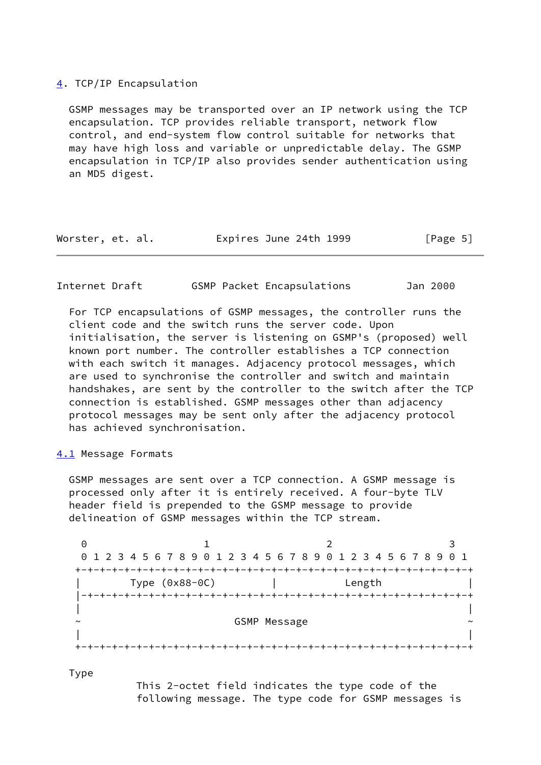## 4. TCP/IP Encapsulation

GSMP messages may be transported over an IP network using the TCP encapsulation. TCP provides reliable transport, network flow control, and end-system flow control suitable for networks that may have high loss and variable or unpredictable delay. The GSMP encapsulation in TCP/IP also provides sender authentication using an MD5 digest.

For TCP encapsulations of GSMP messages, the controller runs the client code and the switch runs the server code. Upon initialisation, the server is listening on GSMP's (proposed) well known port number. The controller establishes a TCP connection with each switch it manages. Adjacency protocol messages, which are used to synchronise the controller and switch and maintain handshakes, are sent by the controller to the switch after the TCP connection is established. GSMP messages other than adjacency protocol messages may be sent only after the adjacency protocol has achieved synchronisation.

### 4.1 Message Formats

GSMP messages are sent over a TCP connection. A GSMP message is processed only after it is entirely received. A four-byte TLV header field is prepended to the GSMP message to provide delineation of GSMP messages within the TCP stream.

```
 0                   1                   2                   3
 0 1 2 3 4 5 6 7 8 9 0 1 2 3 4 5 6 7 8 9 0 1 2 3 4 5 6 7 8 9 0 1
+-+-+-+-+-+-+-+-+-+-+-+-+-+-+-+-+-+-+-+-+-+-+-+-+-+-+-+-+-+-+-+-+
|        Type (0x88-0C)         |            Length             |
|-+-+-+-+-+-+-+-+-+-+-+-+-+-+-+-+-+-+-+-+-+-+-+-+-+-+-+-+-+-+-+-+
|                                                               |
~                         GSMP Message                          ~
|                                                               |
+-+-+-+-+-+-+-+-+-+-+-+-+-+-+-+-+-+-+-+-+-+-+-+-+-+-+-+-+-+-+-+-+
```

Type

This 2-octet field indicates the type code of the following message. The type code for GSMP messages is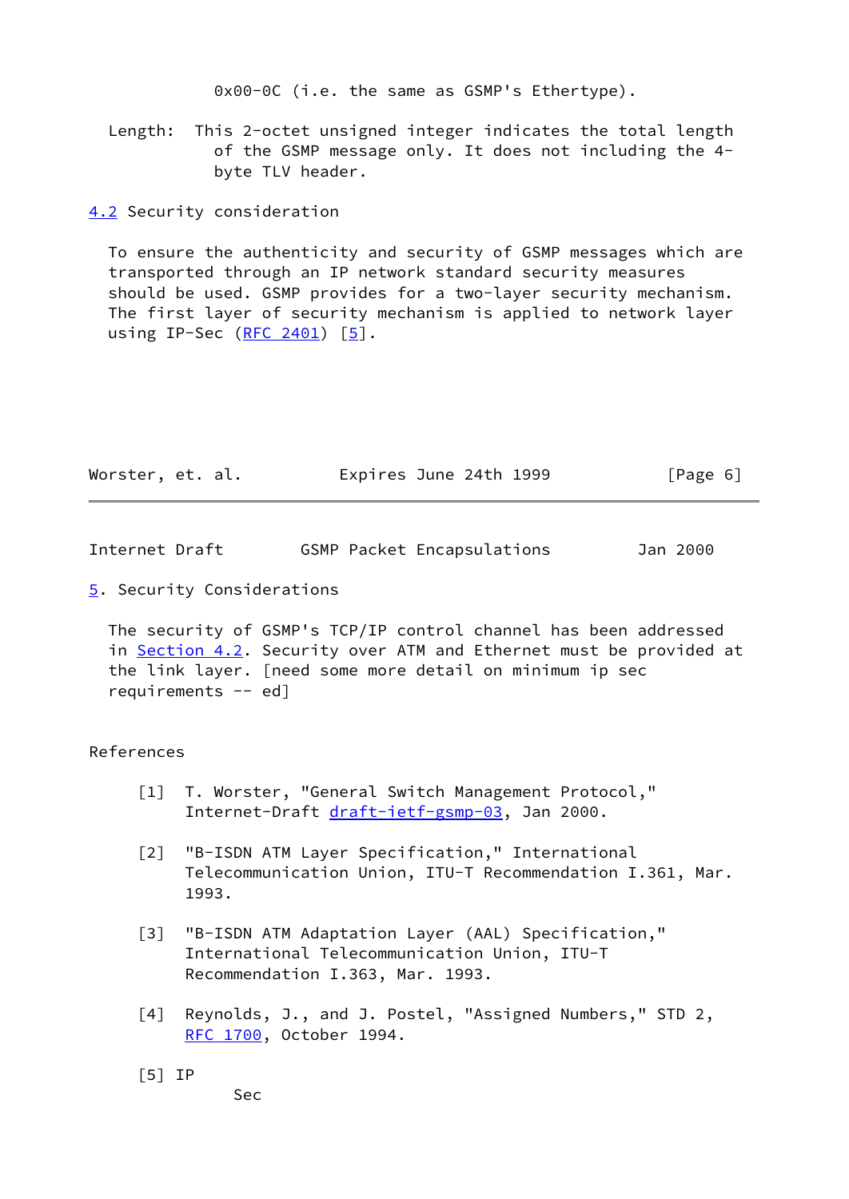0x00-0C (i.e. the same as GSMP's Ethertype).

Length: This 2-octet unsigned integer indicates the total length of the GSMP message only. It does not including the 4-byte TLV header.

### 4.2 Security consideration

To ensure the authenticity and security of GSMP messages which are transported through an IP network standard security measures should be used. GSMP provides for a two-layer security mechanism. The first layer of security mechanism is applied to network layer using IP-Sec (RFC 2401) [5].

## 5. Security Considerations

The security of GSMP's TCP/IP control channel has been addressed in Section 4.2. Security over ATM and Ethernet must be provided at the link layer. [need some more detail on minimum ip sec requirements -- ed]

## References

[1] T. Worster, "General Switch Management Protocol," Internet-Draft draft-ietf-gsmp-03, Jan 2000.

[2] "B-ISDN ATM Layer Specification," International Telecommunication Union, ITU-T Recommendation I.361, Mar. 1993.

[3] "B-ISDN ATM Adaptation Layer (AAL) Specification," International Telecommunication Union, ITU-T Recommendation I.363, Mar. 1993.

[4] Reynolds, J., and J. Postel, "Assigned Numbers," STD 2, RFC 1700, October 1994.

[5] IP
Sec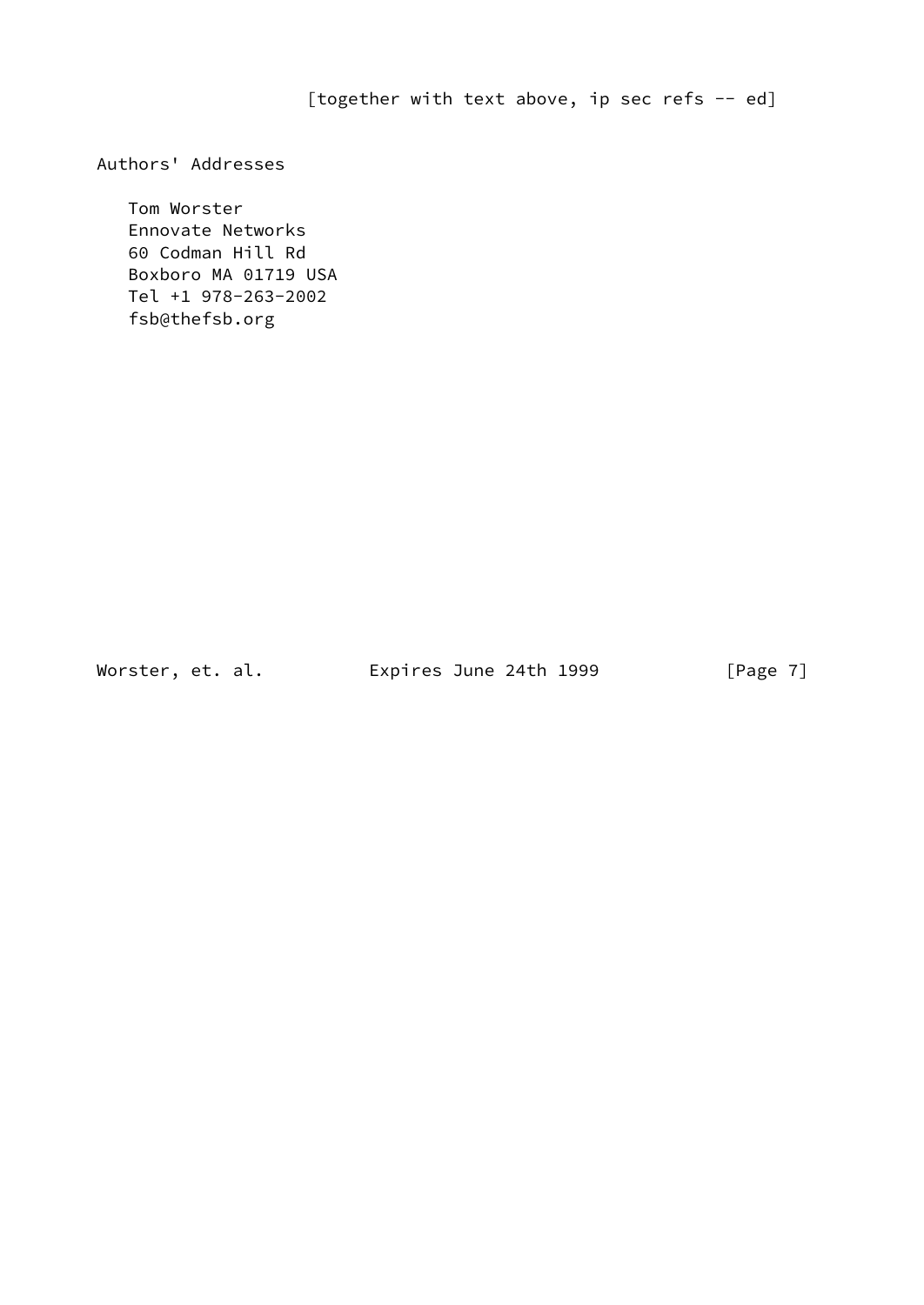[together with text above, ip sec refs -- ed]

## Authors' Addresses

Tom Worster
Ennovate Networks
60 Codman Hill Rd
Boxboro MA 01719 USA
Tel +1 978-263-2002
fsb@thefsb.org